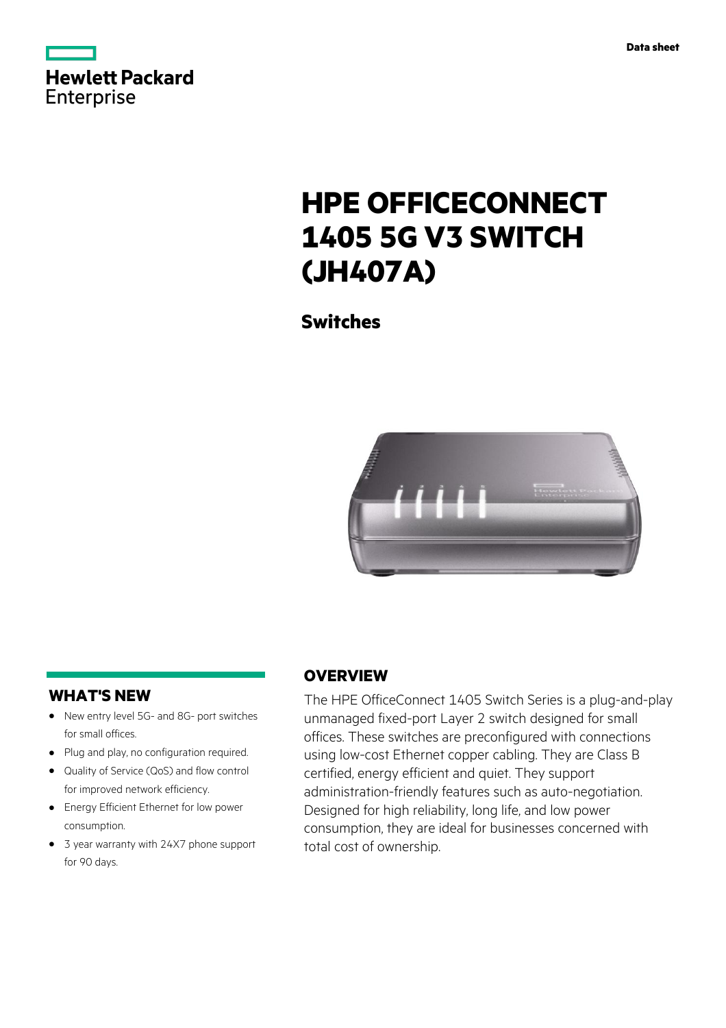Data sheet

# HPE OFFICECONNECT 1405 5G V3 SWITCH (JH407A)

## Switches

## OVERVIEW

The HPE OfficeConnect 1405 Switch Series is a plug-and-play unmanaged fixed-port Layer 2 switch designed for small offices. These switches are preconfigured with connections using low-cost Ethernet copper cabling. They are Class B certified, energy efficient and quiet. They support administration-friendly features such as auto-negotiation. Designed for high reliability, long life, and low power consumption, they are ideal for businesses concerned with total cost of ownership.

## WHAT'S NEW

- New entry level 5G- and 8G- port switches for small offices.
- Plug and play, no configuration required.
- Quality of Service (QoS) and flow control for improved network efficiency.
- Energy Efficient Ethernet for low power consumption.
- 3 year warranty with 24X7 phone support for 90 days.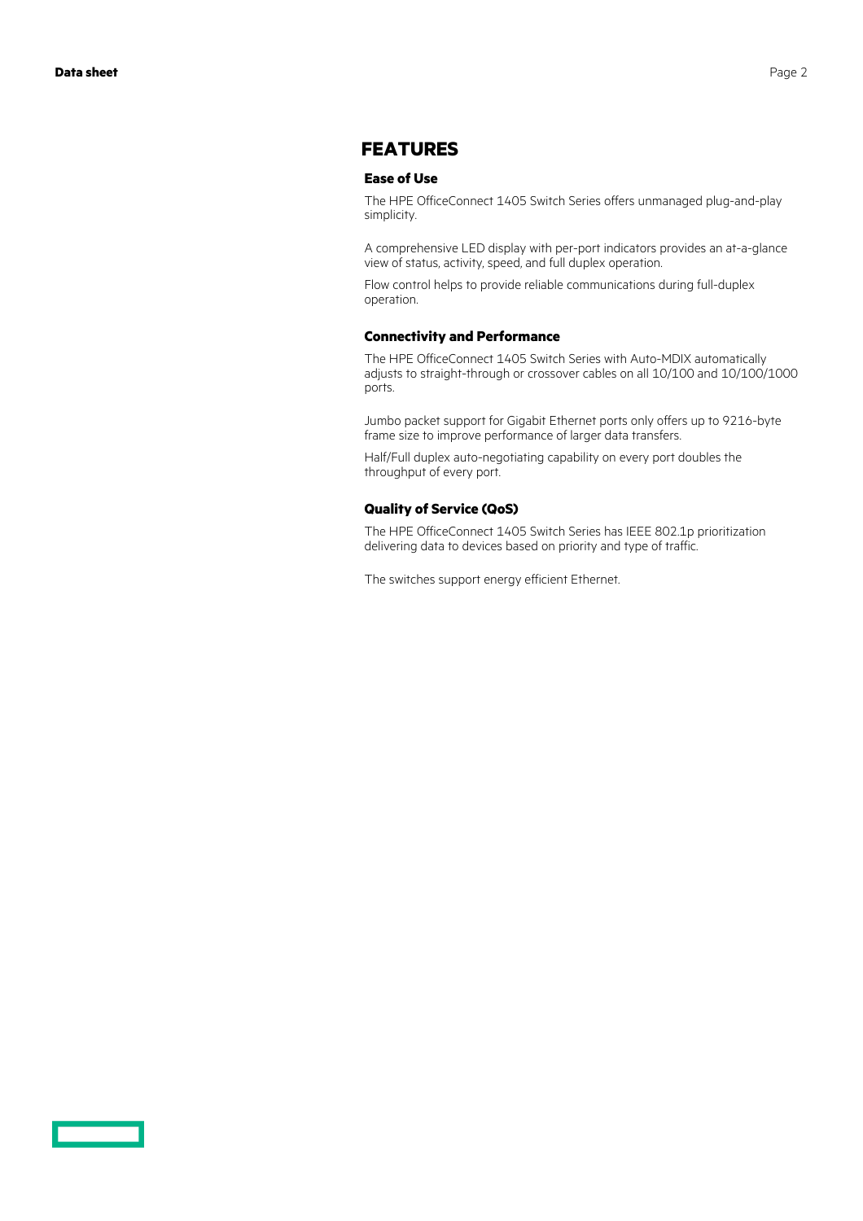## FEATURES

### Ease of Use

The HPE OfficeConnect 1405 Switch Series offers unmanaged plug-and-play simplicity.

A comprehensive LED display with per-port indicators provides an at-a-glance view of status, activity, speed, and full duplex operation.

Flow control helps to provide reliable communications during full-duplex operation.

### Connectivity and Performance

The HPE OfficeConnect 1405 Switch Series with Auto-MDIX automatically adjusts to straight-through or crossover cables on all 10/100 and 10/100/1000 ports.

Jumbo packet support for Gigabit Ethernet ports only offers up to 9216-byte frame size to improve performance of larger data transfers.

Half/Full duplex auto-negotiating capability on every port doubles the throughput of every port.

### Quality of Service (QoS)

The HPE OfficeConnect 1405 Switch Series has IEEE 802.1p prioritization delivering data to devices based on priority and type of traffic.

The switches support energy efficient Ethernet.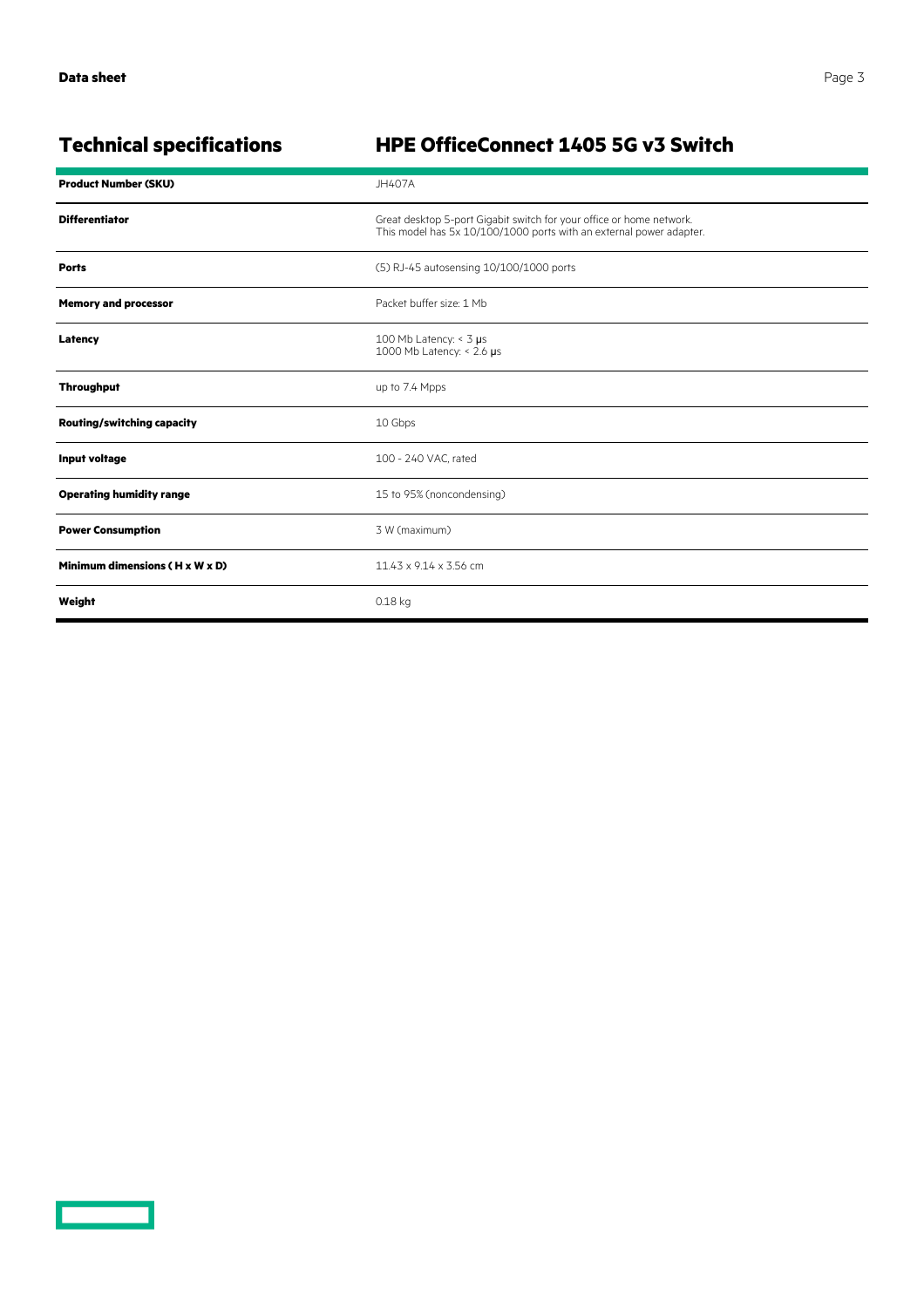## Technical specifications

## HPE OfficeConnect 1405 5G v3 Switch

| | |
|---|---|
| **Product Number (SKU)** | JH407A |
| **Differentiator** | Great desktop 5-port Gigabit switch for your office or home network.<br>This model has 5x 10/100/1000 ports with an external power adapter. |
| **Ports** | (5) RJ-45 autosensing 10/100/1000 ports |
| **Memory and processor** | Packet buffer size: 1 Mb |
| **Latency** | 100 Mb Latency: < 3 µs<br>1000 Mb Latency: < 2.6 µs |
| **Throughput** | up to 7.4 Mpps |
| **Routing/switching capacity** | 10 Gbps |
| **Input voltage** | 100 - 240 VAC, rated |
| **Operating humidity range** | 15 to 95% (noncondensing) |
| **Power Consumption** | 3 W (maximum) |
| **Minimum dimensions ( H x W x D)** | 11.43 x 9.14 x 3.56 cm |
| **Weight** | 0.18 kg |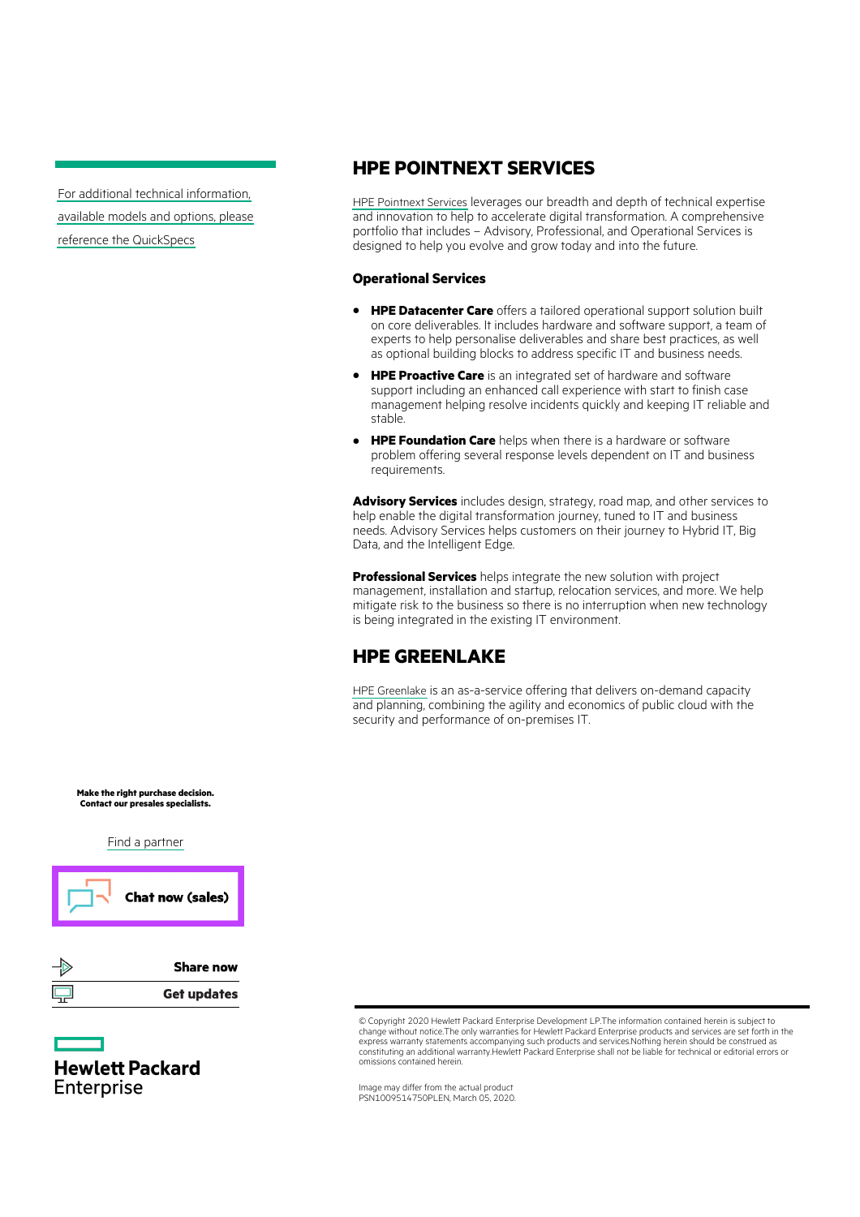For additional technical information, available models and options, please reference the QuickSpecs

## HPE POINTNEXT SERVICES

HPE Pointnext Services leverages our breadth and depth of technical expertise and innovation to help to accelerate digital transformation. A comprehensive portfolio that includes – Advisory, Professional, and Operational Services is designed to help you evolve and grow today and into the future.

### Operational Services

- **HPE Datacenter Care** offers a tailored operational support solution built on core deliverables. It includes hardware and software support, a team of experts to help personalise deliverables and share best practices, as well as optional building blocks to address specific IT and business needs.
- **HPE Proactive Care** is an integrated set of hardware and software support including an enhanced call experience with start to finish case management helping resolve incidents quickly and keeping IT reliable and stable.
- **HPE Foundation Care** helps when there is a hardware or software problem offering several response levels dependent on IT and business requirements.

**Advisory Services** includes design, strategy, road map, and other services to help enable the digital transformation journey, tuned to IT and business needs. Advisory Services helps customers on their journey to Hybrid IT, Big Data, and the Intelligent Edge.

**Professional Services** helps integrate the new solution with project management, installation and startup, relocation services, and more. We help mitigate risk to the business so there is no interruption when new technology is being integrated in the existing IT environment.

## HPE GREENLAKE

HPE Greenlake is an as-a-service offering that delivers on-demand capacity and planning, combining the agility and economics of public cloud with the security and performance of on-premises IT.

**Make the right purchase decision. Contact our presales specialists.**

Find a partner

**Chat now (sales)**

**Share now**

**Get updates**

Hewlett Packard Enterprise

© Copyright 2020 Hewlett Packard Enterprise Development LP.The information contained herein is subject to change without notice.The only warranties for Hewlett Packard Enterprise products and services are set forth in the express warranty statements accompanying such products and services.Nothing herein should be construed as constituting an additional warranty.Hewlett Packard Enterprise shall not be liable for technical or editorial errors or omissions contained herein.

Image may differ from the actual product
PSN1009514750PLEN, March 05, 2020.